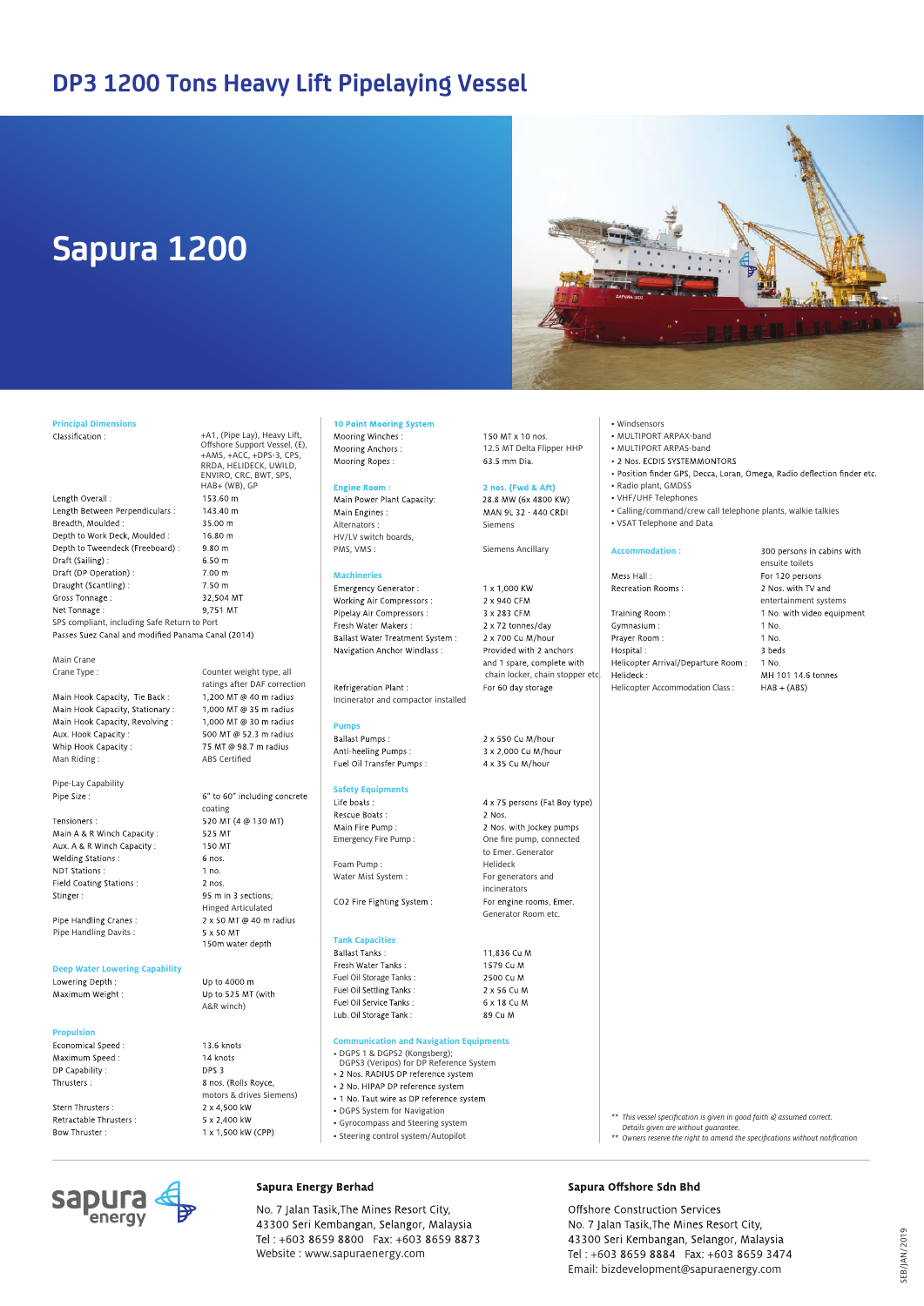# DP3 1200 Tons Heavy Lift Pipelaying Vessel

## Sapura 1200

### Principal Dimensions

| | |
|---|---|
| Classification : | +A1, (Pipe Lay), Heavy Lift, Offshore Support Vessel, (E), +AMS, +ACC, +DPS-3, CPS, RRDA, HELIDECK, UWILD, ENVIRO, CRC, BWT, SPS, HAB+ (WB), GP |
| Length Overall : | 153.60 m |
| Length Between Perpendiculars : | 143.40 m |
| Breadth, Moulded : | 35.00 m |
| Depth to Work Deck, Moulded : | 16.80 m |
| Depth to Tweendeck (Freeboard) : | 9.80 m |
| Draft (Sailing) : | 6.50 m |
| Draft (DP Operation) : | 7.00 m |
| Draught (Scantling) : | 7.50 m |
| Gross Tonnage : | 32,504 MT |
| Net Tonnage : | 9,751 MT |

SPS compliant, including Safe Return to Port

Passes Suez Canal and modified Panama Canal (2014)

Main Crane

| | |
|---|---|
| Crane Type : | Counter weight type, all ratings after DAF correction |
| Main Hook Capacity, Tie Back : | 1,200 MT @ 40 m radius |
| Main Hook Capacity, Stationary : | 1,000 MT @ 35 m radius |
| Main Hook Capacity, Revolving : | 1,000 MT @ 30 m radius |
| Aux. Hook Capacity : | 500 MT @ 52.3 m radius |
| Whip Hook Capacity : | 75 MT @ 98.7 m radius |
| Man Riding : | ABS Certified |

Pipe-Lay Capability

| | |
|---|---|
| Pipe Size : | 6" to 60" including concrete coating |
| Tensioners : | 520 MT (4 @ 130 MT) |
| Main A & R Winch Capacity : | 525 MT |
| Aux. A & R Winch Capacity : | 150 MT |
| Welding Stations : | 6 nos. |
| NDT Stations : | 1 no. |
| Field Coating Stations : | 2 nos. |
| Stinger : | 95 m in 3 sections; Hinged Articulated |
| Pipe Handling Cranes : | 2 x 50 MT @ 40 m radius |
| Pipe Handling Davits : | 5 x 50 MT |
| | 150m water depth |

### Deep Water Lowering Capability

| | |
|---|---|
| Lowering Depth : | Up to 4000 m |
| Maximum Weight : | Up to 525 MT (with A&R winch) |

### Propulsion

| | |
|---|---|
| Economical Speed : | 13.6 knots |
| Maximum Speed : | 14 knots |
| DP Capability : | DPS 3 |
| Thrusters : | 8 nos. (Rolls Royce, motors & drives Siemens) |
| Stern Thrusters : | 2 x 4,500 kW |
| Retractable Thrusters : | 5 x 2,400 kW |
| Bow Thruster : | 1 x 1,500 kW (CPP) |

### 10 Point Mooring System

| | |
|---|---|
| Mooring Winches : | 150 MT x 10 nos. |
| Mooring Anchors : | 12.5 MT Delta Flipper HHP |
| Mooring Ropes : | 63.5 mm Dia. |

### Engine Room : 2 nos. (Fwd & Aft)

| | |
|---|---|
| Main Power Plant Capacity: | 28.8 MW (6x 4800 KW) |
| Main Engines : | MAN 9L 32 - 440 CRDI |
| Alternators : | Siemens |
| HV/LV switch boards, PMS, VMS : | Siemens Ancillary |

### Machineries

| | |
|---|---|
| Emergency Generator : | 1 x 1,000 KW |
| Working Air Compressors : | 2 x 940 CFM |
| Pipelay Air Compressors : | 3 x 283 CFM |
| Fresh Water Makers : | 2 x 72 tonnes/day |
| Ballast Water Treatment System : | 2 x 700 Cu M/hour |
| Navigation Anchor Windlass : | Provided with 2 anchors and 1 spare, complete with chain locker, chain stopper etc. |
| Refrigeration Plant : | For 60 day storage |

Incinerator and compactor installed

### Pumps

| | |
|---|---|
| Ballast Pumps : | 2 x 550 Cu M/hour |
| Anti-heeling Pumps : | 3 x 2,000 Cu M/hour |
| Fuel Oil Transfer Pumps : | 4 x 35 Cu M/hour |

### Safety Equipments

| | |
|---|---|
| Life boats : | 4 x 75 persons (Fat Boy type) |
| Rescue Boats : | 2 Nos. |
| Main Fire Pump : | 2 Nos. with Jockey pumps |
| Emergency Fire Pump : | One fire pump, connected to Emer. Generator |
| Foam Pump : | Helideck |
| Water Mist System : | For generators and incinerators |
| CO2 Fire Fighting System : | For engine rooms, Emer. Generator Room etc. |

### Tank Capacities

| | |
|---|---|
| Ballast Tanks : | 11,836 Cu M |
| Fresh Water Tanks : | 1579 Cu M |
| Fuel Oil Storage Tanks : | 2500 Cu M |
| Fuel Oil Settling Tanks : | 2 x 56 Cu M |
| Fuel Oil Service Tanks : | 6 x 18 Cu M |
| Lub. Oil Storage Tank : | 89 Cu M |

### Communication and Navigation Equipments

- DGPS 1 & DGPS2 (Kongsberg); DGPS3 (Veripos) for DP Reference System
- 2 Nos. RADIUS DP reference system
- 2 No. HIPAP DP reference system
- 1 No. Taut wire as DP reference system
- DGPS System for Navigation
- Gyrocompass and Steering system
- Steering control system/Autopilot
- Windsensors
- MULTIPORT ARPAX-band
- MULTIPORT ARPAS-band
- 2 Nos. ECDIS SYSTEMMONTORS
- Position finder GPS, Decca, Loran, Omega, Radio deflection finder etc.
- Radio plant, GMDSS
- VHF/UHF Telephones
- Calling/command/crew call telephone plants, walkie talkies
- VSAT Telephone and Data

### Accommodation : 300 persons in cabins with ensuite toilets

| | |
|---|---|
| Mess Hall : | For 120 persons |
| Recreation Rooms : | 2 Nos. with TV and entertainment systems |
| Training Room : | 1 No. with video equipment |
| Gymnasium : | 1 No. |
| Prayer Room : | 1 No. |
| Hospital : | 3 beds |
| Helicopter Arrival/Departure Room : | 1 No. |
| Helideck : | MH 101 14.6 tonnes |
| Helicopter Accommodation Class : | HAB + (ABS) |

*\*\* This vessel specification is given in good faith @ assumed correct. Details given are without guarantee.*
*\*\* Owners reserve the right to amend the specifications without notification*

**Sapura Energy Berhad**

No. 7 Jalan Tasik,The Mines Resort City,
43300 Seri Kembangan, Selangor, Malaysia
Tel : +603 8659 8800 Fax: +603 8659 8873
Website : www.sapuraenergy.com

**Sapura Offshore Sdn Bhd**

Offshore Construction Services
No. 7 Jalan Tasik,The Mines Resort City,
43300 Seri Kembangan, Selangor, Malaysia
Tel : +603 8659 8884 Fax: +603 8659 3474
Email: bizdevelopment@sapuraenergy.com

SEB/JAN/2019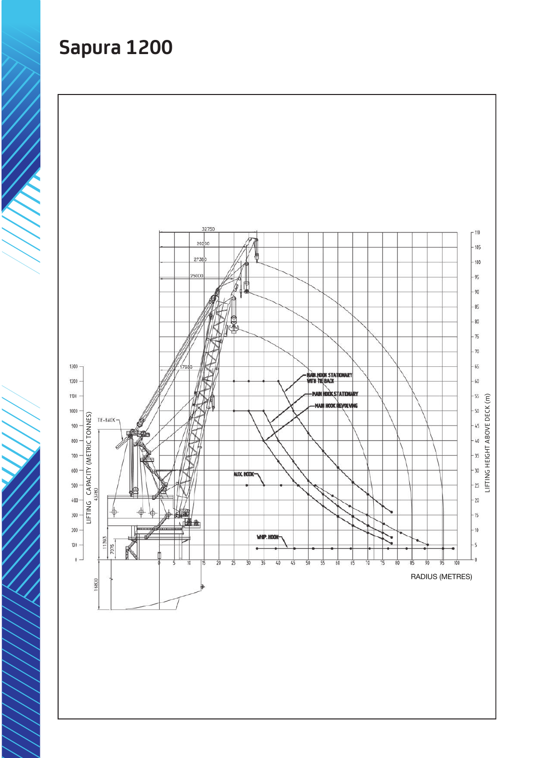# Sapura 1200

32750

29290

27380

25000

17980

TIE-BACK

43280

11393

7075

18800

MAIN HOOK STATIONARY WITH TIE BACK

MAIN HOOK STATIONARY

MAIN HOOK REVOLVING

AUX. HOOK

WHIP. HOOK

LIFTING CAPACITY (METRIC TONNES)

0
100
200
300
400
500
600
700
800
900
1000
1100
1200
1300

LIFTING HEIGHT ABOVE DECK (m)

0
5
10
15
20
25
30
35
40
45
50
55
60
65
70
75
80
85
90
95
100
105
110

RADIUS (METRES)

0
5
10
15
20
25
30
35
40
45
50
55
60
65
70
75
80
85
90
95
100